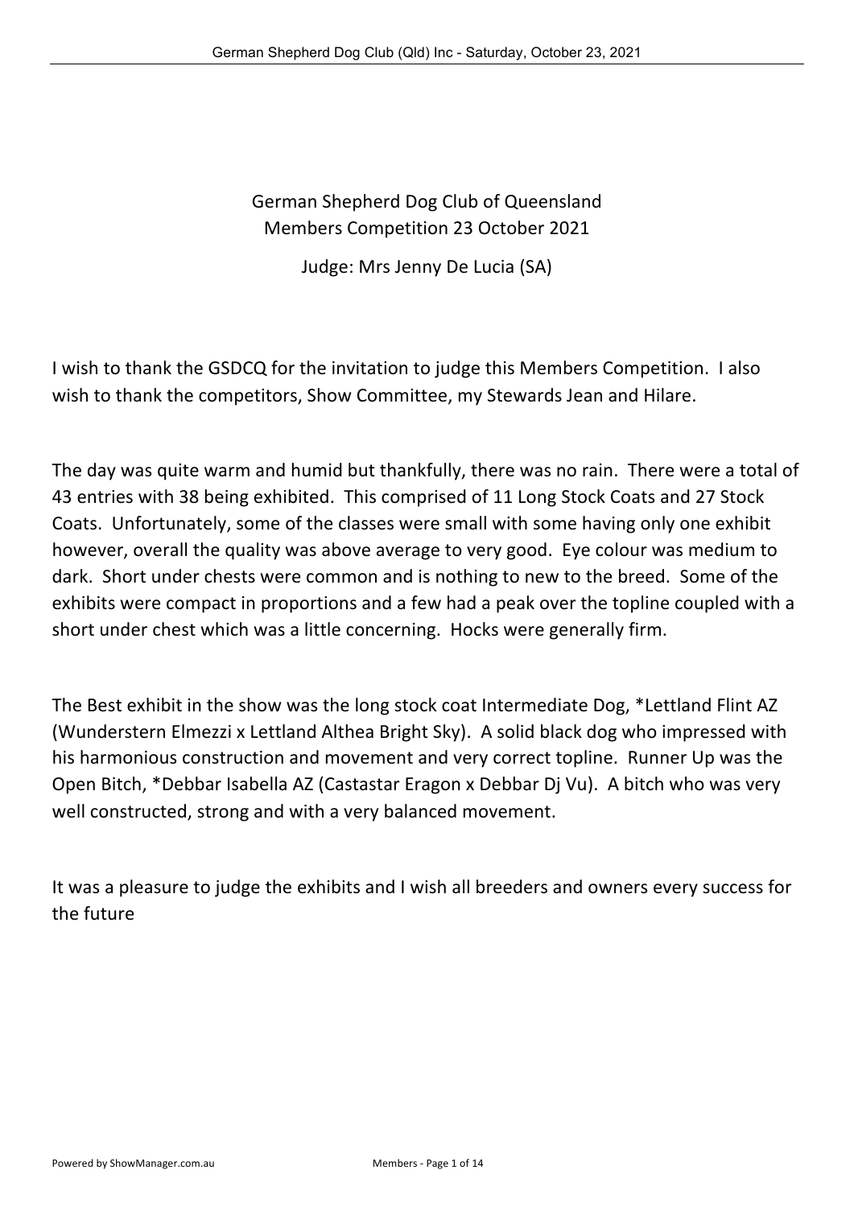# German Shepherd Dog Club of Queensland
## Members Competition 23 October 2021
### Judge: Mrs Jenny De Lucia (SA)

I wish to thank the GSDCQ for the invitation to judge this Members Competition. I also wish to thank the competitors, Show Committee, my Stewards Jean and Hilare.

The day was quite warm and humid but thankfully, there was no rain. There were a total of 43 entries with 38 being exhibited. This comprised of 11 Long Stock Coats and 27 Stock Coats. Unfortunately, some of the classes were small with some having only one exhibit however, overall the quality was above average to very good. Eye colour was medium to dark. Short under chests were common and is nothing to new to the breed. Some of the exhibits were compact in proportions and a few had a peak over the topline coupled with a short under chest which was a little concerning. Hocks were generally firm.

The Best exhibit in the show was the long stock coat Intermediate Dog, *Lettland Flint AZ (Wunderstern Elmezzi x Lettland Althea Bright Sky). A solid black dog who impressed with his harmonious construction and movement and very correct topline. Runner Up was the Open Bitch, *Debbar Isabella AZ (Castastar Eragon x Debbar Dj Vu). A bitch who was very well constructed, strong and with a very balanced movement.

It was a pleasure to judge the exhibits and I wish all breeders and owners every success for the future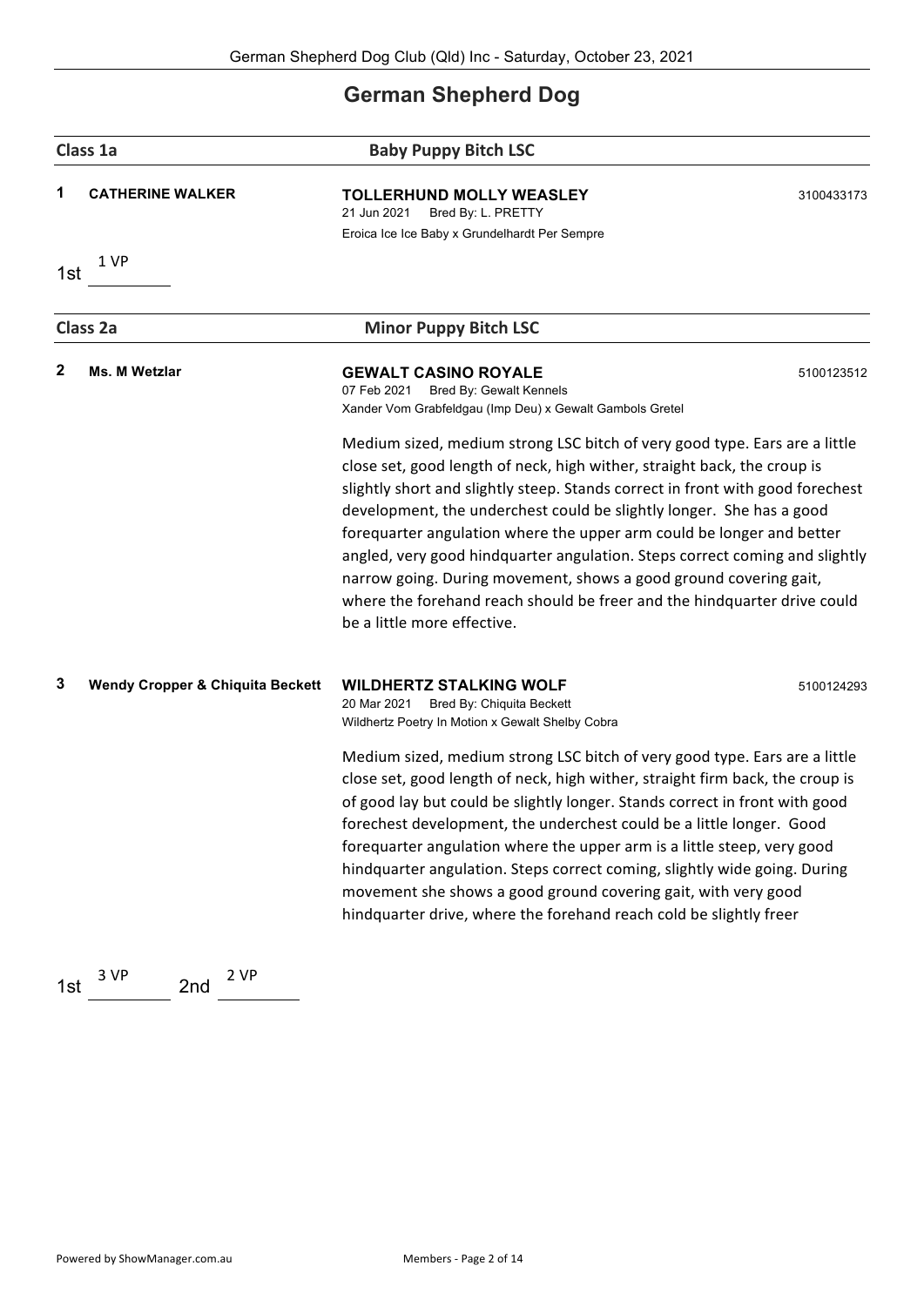# German Shepherd Dog

## Class 1a — Baby Puppy Bitch LSC

**1** **CATHERINE WALKER**

**TOLLERHUND MOLLY WEASLEY** — 3100433173
21 Jun 2021 Bred By: L. PRETTY
Eroica Ice Ice Baby x Grundelhardt Per Sempre

1st: 1 VP

## Class 2a — Minor Puppy Bitch LSC

**2** **Ms. M Wetzlar**

**GEWALT CASINO ROYALE** — 5100123512
07 Feb 2021 Bred By: Gewalt Kennels
Xander Vom Grabfeldgau (Imp Deu) x Gewalt Gambols Gretel

Medium sized, medium strong LSC bitch of very good type. Ears are a little close set, good length of neck, high wither, straight back, the croup is slightly short and slightly steep. Stands correct in front with good forechest development, the underchest could be slightly longer. She has a good forequarter angulation where the upper arm could be longer and better angled, very good hindquarter angulation. Steps correct coming and slightly narrow going. During movement, shows a good ground covering gait, where the forehand reach should be freer and the hindquarter drive could be a little more effective.

**3** **Wendy Cropper & Chiquita Beckett**

**WILDHERTZ STALKING WOLF** — 5100124293
20 Mar 2021 Bred By: Chiquita Beckett
Wildhertz Poetry In Motion x Gewalt Shelby Cobra

Medium sized, medium strong LSC bitch of very good type. Ears are a little close set, good length of neck, high wither, straight firm back, the croup is of good lay but could be slightly longer. Stands correct in front with good forechest development, the underchest could be a little longer. Good forequarter angulation where the upper arm is a little steep, very good hindquarter angulation. Steps correct coming, slightly wide going. During movement she shows a good ground covering gait, with very good hindquarter drive, where the forehand reach cold be slightly freer

1st: 3 VP  2nd: 2 VP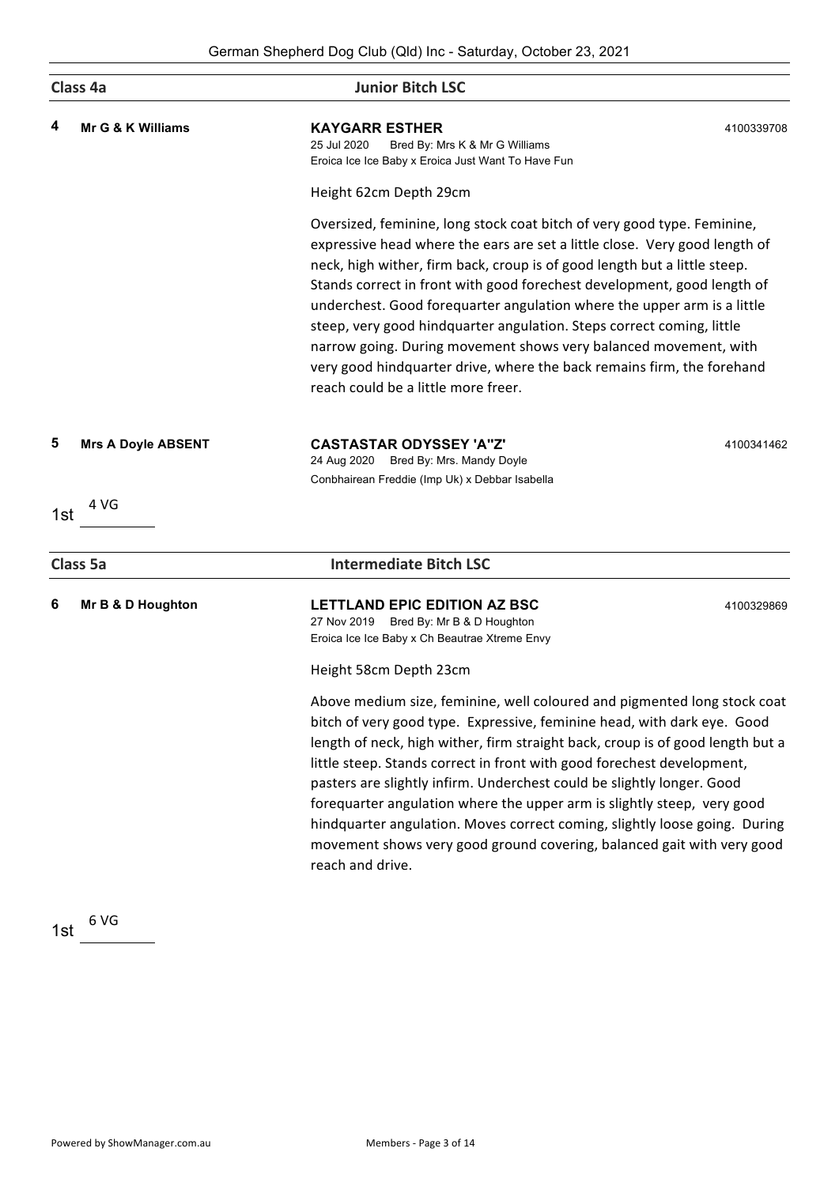## Class 4a — Junior Bitch LSC

**4** **Mr G & K Williams**

**KAYGARR ESTHER** — 4100339708
25 Jul 2020 Bred By: Mrs K & Mr G Williams
Eroica Ice Ice Baby x Eroica Just Want To Have Fun

Height 62cm Depth 29cm

Oversized, feminine, long stock coat bitch of very good type. Feminine, expressive head where the ears are set a little close. Very good length of neck, high wither, firm back, croup is of good length but a little steep. Stands correct in front with good forechest development, good length of underchest. Good forequarter angulation where the upper arm is a little steep, very good hindquarter angulation. Steps correct coming, little narrow going. During movement shows very balanced movement, with very good hindquarter drive, where the back remains firm, the forehand reach could be a little more freer.

**5** **Mrs A Doyle ABSENT**

**CASTASTAR ODYSSEY 'A"Z'** — 4100341462
24 Aug 2020 Bred By: Mrs. Mandy Doyle
Conbhairean Freddie (Imp Uk) x Debbar Isabella

1st 4 VG

## Class 5a — Intermediate Bitch LSC

**6** **Mr B & D Houghton**

**LETTLAND EPIC EDITION AZ BSC** — 4100329869
27 Nov 2019 Bred By: Mr B & D Houghton
Eroica Ice Ice Baby x Ch Beautrae Xtreme Envy

Height 58cm Depth 23cm

Above medium size, feminine, well coloured and pigmented long stock coat bitch of very good type. Expressive, feminine head, with dark eye. Good length of neck, high wither, firm straight back, croup is of good length but a little steep. Stands correct in front with good forechest development, pasters are slightly infirm. Underchest could be slightly longer. Good forequarter angulation where the upper arm is slightly steep, very good hindquarter angulation. Moves correct coming, slightly loose going. During movement shows very good ground covering, balanced gait with very good reach and drive.

1st 6 VG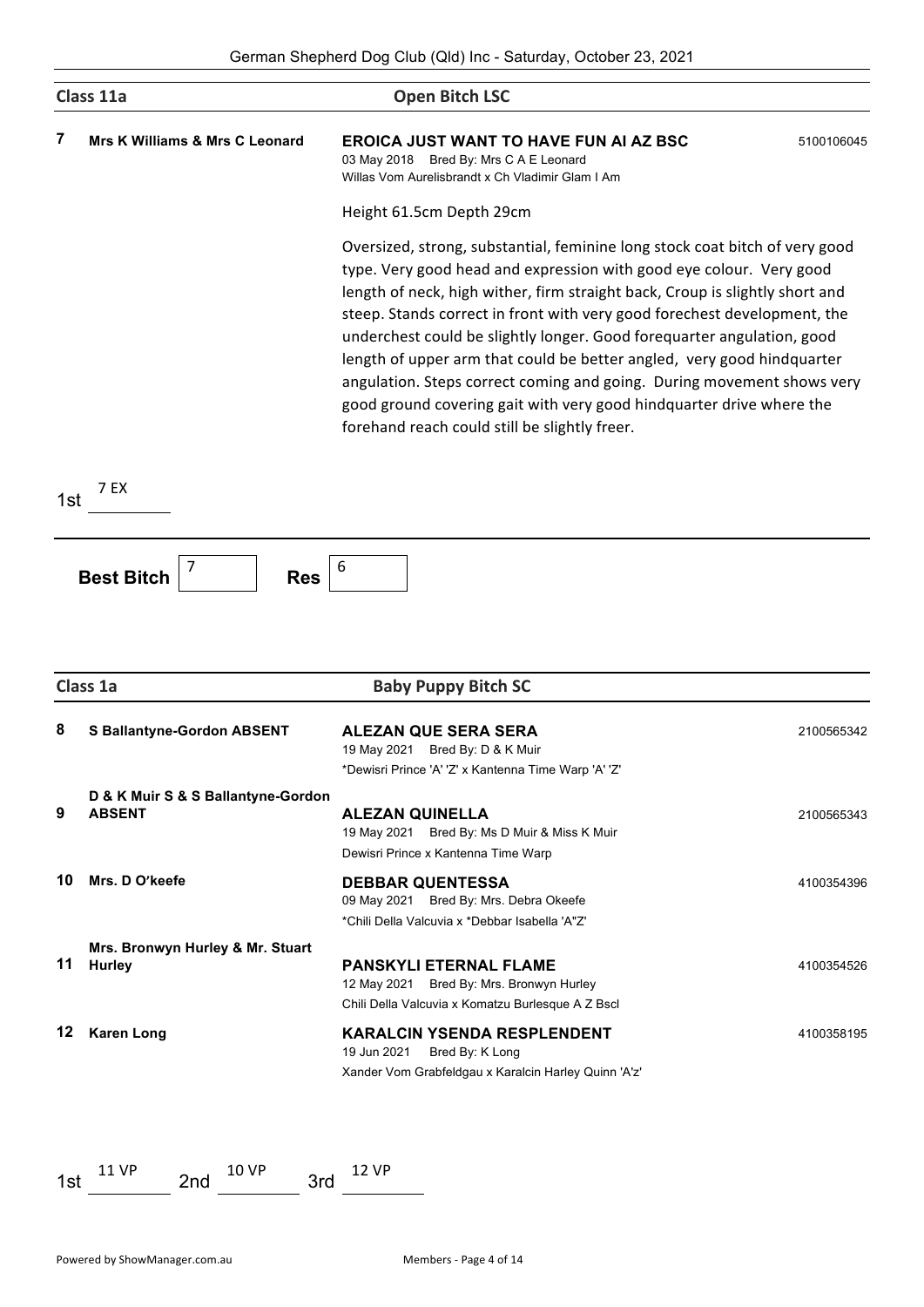## Class 11a — Open Bitch LSC

**7** **Mrs K Williams & Mrs C Leonard**

**EROICA JUST WANT TO HAVE FUN AI AZ BSC** — 5100106045
03 May 2018 Bred By: Mrs C A E Leonard
Willas Vom Aurelisbrandt x Ch Vladimir Glam I Am

Height 61.5cm Depth 29cm

Oversized, strong, substantial, feminine long stock coat bitch of very good type. Very good head and expression with good eye colour. Very good length of neck, high wither, firm straight back, Croup is slightly short and steep. Stands correct in front with very good forechest development, the underchest could be slightly longer. Good forequarter angulation, good length of upper arm that could be better angled, very good hindquarter angulation. Steps correct coming and going. During movement shows very good ground covering gait with very good hindquarter drive where the forehand reach could still be slightly freer.

1st 7 EX

**Best Bitch** 7 **Res** 6

## Class 1a — Baby Puppy Bitch SC

**8** **S Ballantyne-Gordon ABSENT**

**ALEZAN QUE SERA SERA** — 2100565342
19 May 2021 Bred By: D & K Muir
*Dewisri Prince 'A' 'Z' x Kantenna Time Warp 'A' 'Z'

**9** **D & K Muir S & S Ballantyne-Gordon ABSENT**

**ALEZAN QUINELLA** — 2100565343
19 May 2021 Bred By: Ms D Muir & Miss K Muir
Dewisri Prince x Kantenna Time Warp

**10** **Mrs. D O'keefe**

**DEBBAR QUENTESSA** — 4100354396
09 May 2021 Bred By: Mrs. Debra Okeefe
*Chili Della Valcuvia x *Debbar Isabella 'A"Z'

**11** **Mrs. Bronwyn Hurley & Mr. Stuart Hurley**

**PANSKYLI ETERNAL FLAME** — 4100354526
12 May 2021 Bred By: Mrs. Bronwyn Hurley
Chili Della Valcuvia x Komatzu Burlesque A Z Bscl

**12** **Karen Long**

**KARALCIN YSENDA RESPLENDENT** — 4100358195
19 Jun 2021 Bred By: K Long
Xander Vom Grabfeldgau x Karalcin Harley Quinn 'A'z'

1st 11 VP 2nd 10 VP 3rd 12 VP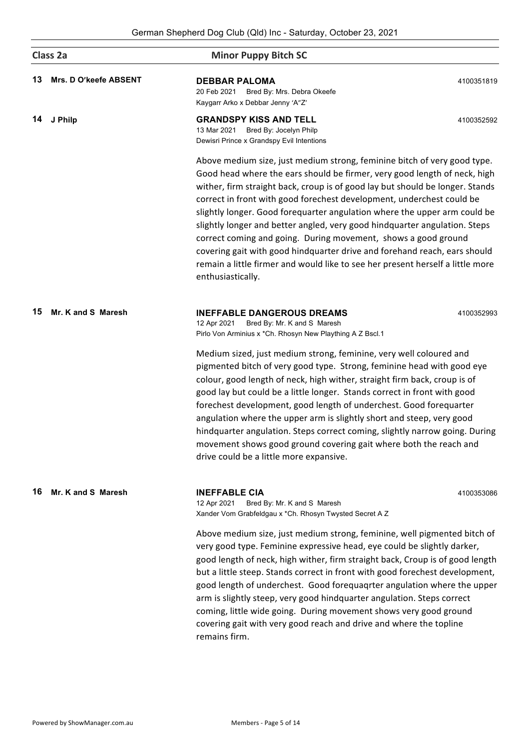## Class 2a — Minor Puppy Bitch SC

**13 Mrs. D O'keefe ABSENT**

**DEBBAR PALOMA** — 4100351819
20 Feb 2021 Bred By: Mrs. Debra Okeefe
Kaygarr Arko x Debbar Jenny 'A"Z'

**14 J Philp**

**GRANDSPY KISS AND TELL** — 4100352592
13 Mar 2021 Bred By: Jocelyn Philp
Dewisri Prince x Grandspy Evil Intentions

Above medium size, just medium strong, feminine bitch of very good type. Good head where the ears should be firmer, very good length of neck, high wither, firm straight back, croup is of good lay but should be longer. Stands correct in front with good forechest development, underchest could be slightly longer. Good forequarter angulation where the upper arm could be slightly longer and better angled, very good hindquarter angulation. Steps correct coming and going. During movement, shows a good ground covering gait with good hindquarter drive and forehand reach, ears should remain a little firmer and would like to see her present herself a little more enthusiastically.

**15 Mr. K and S Maresh**

**INEFFABLE DANGEROUS DREAMS** — 4100352993
12 Apr 2021 Bred By: Mr. K and S Maresh
Pirlo Von Arminius x *Ch. Rhosyn New Plaything A Z Bscl.1

Medium sized, just medium strong, feminine, very well coloured and pigmented bitch of very good type. Strong, feminine head with good eye colour, good length of neck, high wither, straight firm back, croup is of good lay but could be a little longer. Stands correct in front with good forechest development, good length of underchest. Good forequarter angulation where the upper arm is slightly short and steep, very good hindquarter angulation. Steps correct coming, slightly narrow going. During movement shows good ground covering gait where both the reach and drive could be a little more expansive.

**16 Mr. K and S Maresh**

**INEFFABLE CIA** — 4100353086
12 Apr 2021 Bred By: Mr. K and S Maresh
Xander Vom Grabfeldgau x *Ch. Rhosyn Twysted Secret A Z

Above medium size, just medium strong, feminine, well pigmented bitch of very good type. Feminine expressive head, eye could be slightly darker, good length of neck, high wither, firm straight back, Croup is of good length but a little steep. Stands correct in front with good forechest development, good length of underchest. Good forequaqrter angulation where the upper arm is slightly steep, very good hindquarter angulation. Steps correct coming, little wide going. During movement shows very good ground covering gait with very good reach and drive and where the topline remains firm.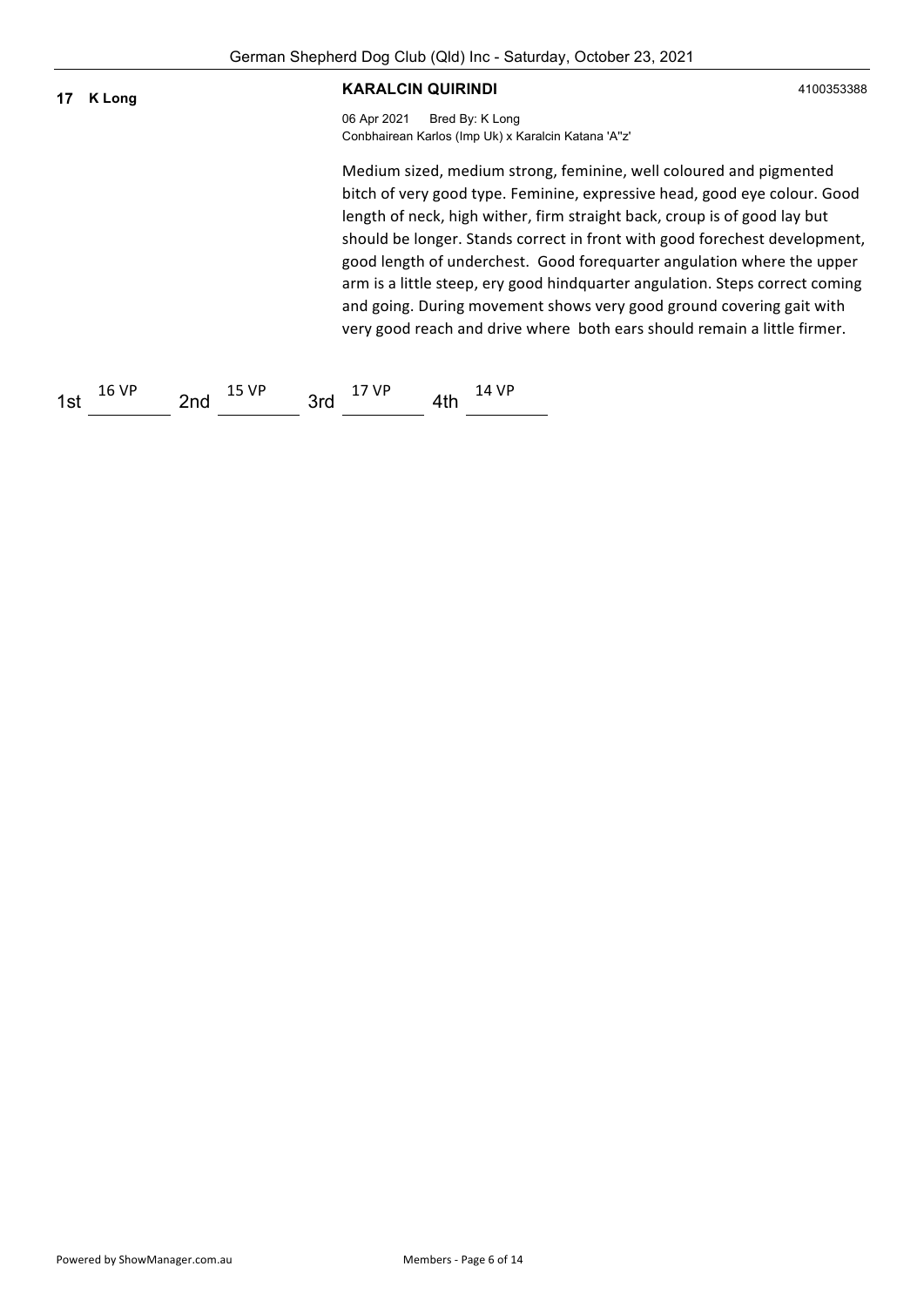**17 K Long**

**KARALCIN QUIRINDI** 4100353388

06 Apr 2021 Bred By: K Long
Conbhairean Karlos (Imp Uk) x Karalcin Katana 'A"z'

Medium sized, medium strong, feminine, well coloured and pigmented bitch of very good type. Feminine, expressive head, good eye colour. Good length of neck, high wither, firm straight back, croup is of good lay but should be longer. Stands correct in front with good forechest development, good length of underchest. Good forequarter angulation where the upper arm is a little steep, ery good hindquarter angulation. Steps correct coming and going. During movement shows very good ground covering gait with very good reach and drive where both ears should remain a little firmer.

1st 16 VP 2nd 15 VP 3rd 17 VP 4th 14 VP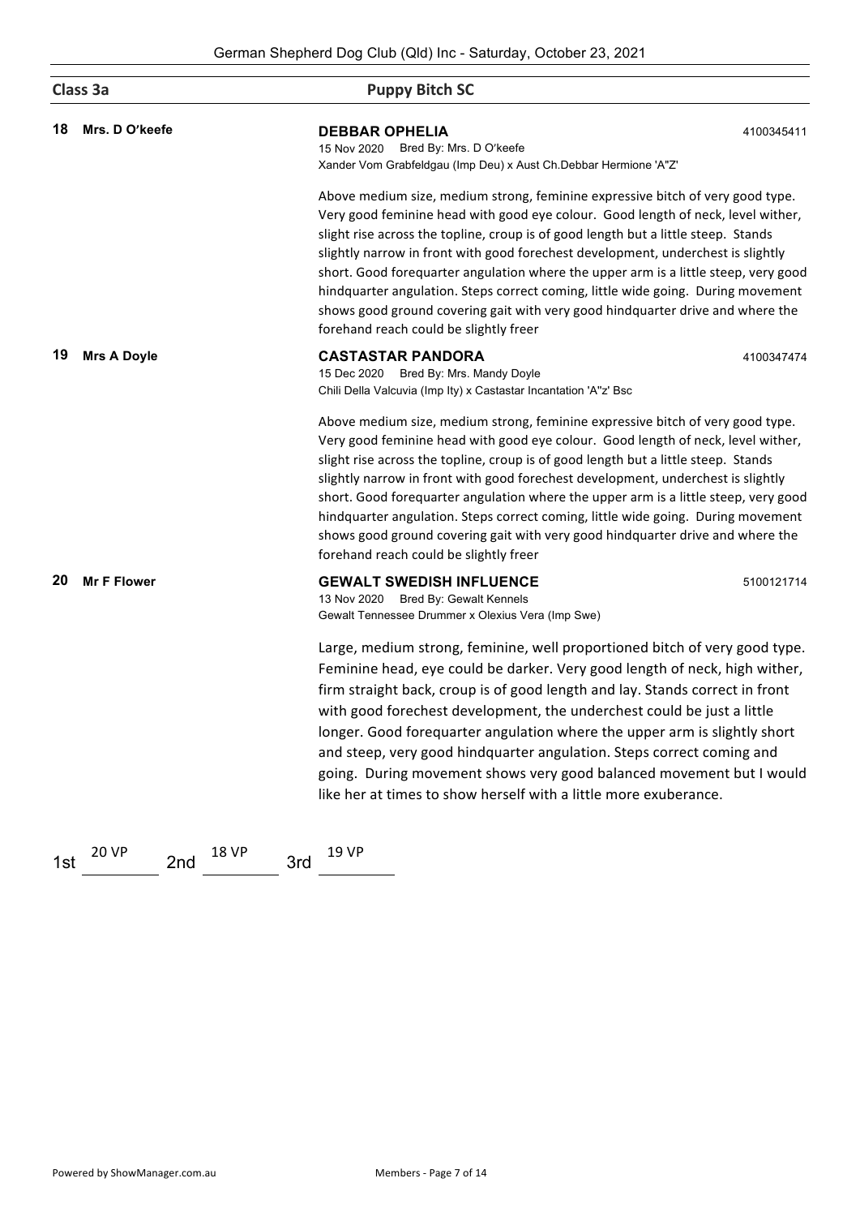## Class 3a — Puppy Bitch SC

**18 Mrs. D O'keefe**

**DEBBAR OPHELIA** 4100345411
15 Nov 2020 Bred By: Mrs. D O'keefe
Xander Vom Grabfeldgau (Imp Deu) x Aust Ch.Debbar Hermione 'A"Z'

Above medium size, medium strong, feminine expressive bitch of very good type. Very good feminine head with good eye colour. Good length of neck, level wither, slight rise across the topline, croup is of good length but a little steep. Stands slightly narrow in front with good forechest development, underchest is slightly short. Good forequarter angulation where the upper arm is a little steep, very good hindquarter angulation. Steps correct coming, little wide going. During movement shows good ground covering gait with very good hindquarter drive and where the forehand reach could be slightly freer

**19 Mrs A Doyle**

**CASTASTAR PANDORA** 4100347474
15 Dec 2020 Bred By: Mrs. Mandy Doyle
Chili Della Valcuvia (Imp Ity) x Castastar Incantation 'A"z' Bsc

Above medium size, medium strong, feminine expressive bitch of very good type. Very good feminine head with good eye colour. Good length of neck, level wither, slight rise across the topline, croup is of good length but a little steep. Stands slightly narrow in front with good forechest development, underchest is slightly short. Good forequarter angulation where the upper arm is a little steep, very good hindquarter angulation. Steps correct coming, little wide going. During movement shows good ground covering gait with very good hindquarter drive and where the forehand reach could be slightly freer

**20 Mr F Flower**

**GEWALT SWEDISH INFLUENCE** 5100121714
13 Nov 2020 Bred By: Gewalt Kennels
Gewalt Tennessee Drummer x Olexius Vera (Imp Swe)

Large, medium strong, feminine, well proportioned bitch of very good type. Feminine head, eye could be darker. Very good length of neck, high wither, firm straight back, croup is of good length and lay. Stands correct in front with good forechest development, the underchest could be just a little longer. Good forequarter angulation where the upper arm is slightly short and steep, very good hindquarter angulation. Steps correct coming and going. During movement shows very good balanced movement but I would like her at times to show herself with a little more exuberance.

1st 20 VP 2nd 18 VP 3rd 19 VP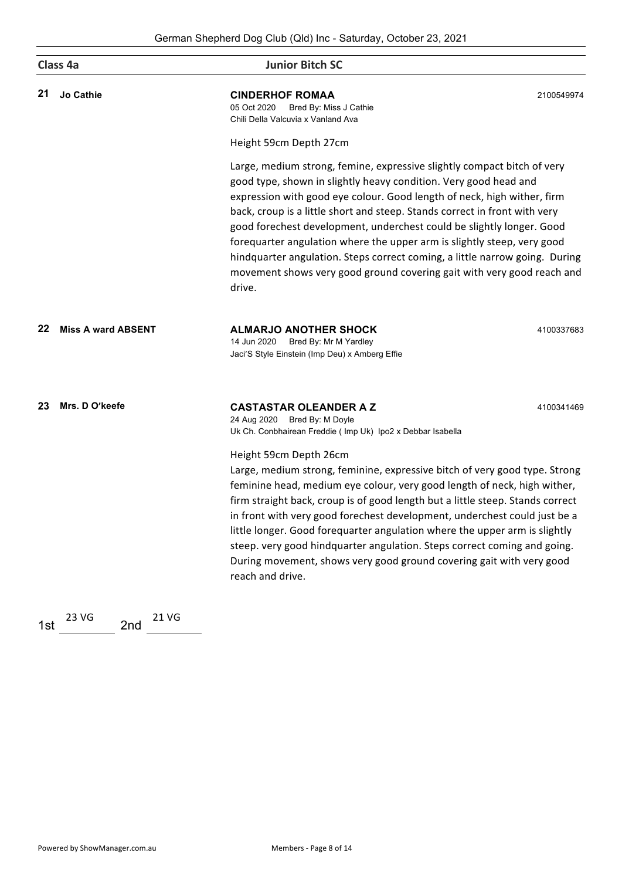## Class 4a — Junior Bitch SC

**21** **Jo Cathie**

**CINDERHOF ROMAA** 2100549974
05 Oct 2020 Bred By: Miss J Cathie
Chili Della Valcuvia x Vanland Ava

Height 59cm Depth 27cm

Large, medium strong, femine, expressive slightly compact bitch of very good type, shown in slightly heavy condition. Very good head and expression with good eye colour. Good length of neck, high wither, firm back, croup is a little short and steep. Stands correct in front with very good forechest development, underchest could be slightly longer. Good forequarter angulation where the upper arm is slightly steep, very good hindquarter angulation. Steps correct coming, a little narrow going. During movement shows very good ground covering gait with very good reach and drive.

**22** **Miss A ward ABSENT**

**ALMARJO ANOTHER SHOCK** 4100337683
14 Jun 2020 Bred By: Mr M Yardley
Jaci'S Style Einstein (Imp Deu) x Amberg Effie

**23** **Mrs. D O'keefe**

**CASTASTAR OLEANDER A Z** 4100341469
24 Aug 2020 Bred By: M Doyle
Uk Ch. Conbhairean Freddie ( Imp Uk) Ipo2 x Debbar Isabella

Height 59cm Depth 26cm

Large, medium strong, feminine, expressive bitch of very good type. Strong feminine head, medium eye colour, very good length of neck, high wither, firm straight back, croup is of good length but a little steep. Stands correct in front with very good forechest development, underchest could just be a little longer. Good forequarter angulation where the upper arm is slightly steep. very good hindquarter angulation. Steps correct coming and going. During movement, shows very good ground covering gait with very good reach and drive.

1st 23 VG 2nd 21 VG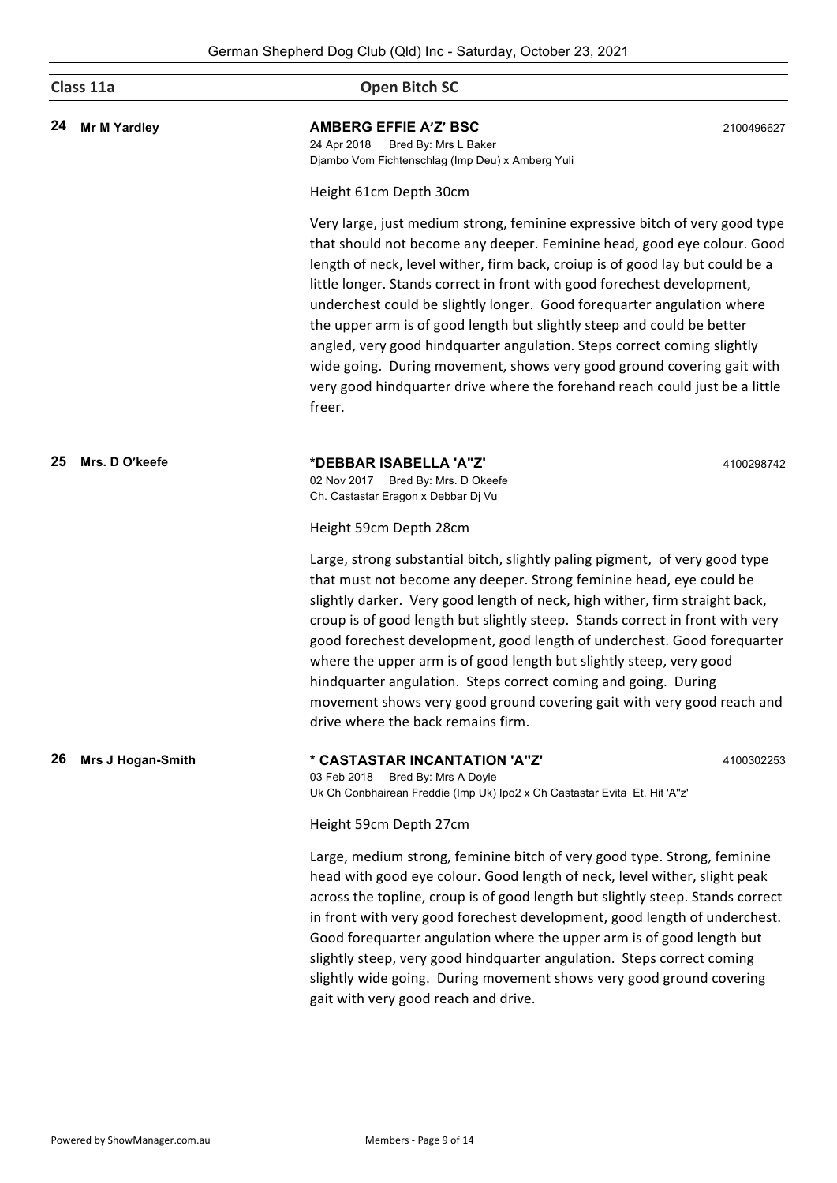## Class 11a — Open Bitch SC

**24 Mr M Yardley**

**AMBERG EFFIE A'Z' BSC** — 2100496627
24 Apr 2018 Bred By: Mrs L Baker
Djambo Vom Fichtenschlag (Imp Deu) x Amberg Yuli

Height 61cm Depth 30cm

Very large, just medium strong, feminine expressive bitch of very good type that should not become any deeper. Feminine head, good eye colour. Good length of neck, level wither, firm back, croiup is of good lay but could be a little longer. Stands correct in front with good forechest development, underchest could be slightly longer. Good forequarter angulation where the upper arm is of good length but slightly steep and could be better angled, very good hindquarter angulation. Steps correct coming slightly wide going. During movement, shows very good ground covering gait with very good hindquarter drive where the forehand reach could just be a little freer.

**25 Mrs. D O'keefe**

**\*DEBBAR ISABELLA 'A"Z'** — 4100298742
02 Nov 2017 Bred By: Mrs. D Okeefe
Ch. Castastar Eragon x Debbar Dj Vu

Height 59cm Depth 28cm

Large, strong substantial bitch, slightly paling pigment, of very good type that must not become any deeper. Strong feminine head, eye could be slightly darker. Very good length of neck, high wither, firm straight back, croup is of good length but slightly steep. Stands correct in front with very good forechest development, good length of underchest. Good forequarter where the upper arm is of good length but slightly steep, very good hindquarter angulation. Steps correct coming and going. During movement shows very good ground covering gait with very good reach and drive where the back remains firm.

**26 Mrs J Hogan-Smith**

**\* CASTASTAR INCANTATION 'A"Z'** — 4100302253
03 Feb 2018 Bred By: Mrs A Doyle
Uk Ch Conbhairean Freddie (Imp Uk) Ipo2 x Ch Castastar Evita Et. Hit 'A"z'

Height 59cm Depth 27cm

Large, medium strong, feminine bitch of very good type. Strong, feminine head with good eye colour. Good length of neck, level wither, slight peak across the topline, croup is of good length but slightly steep. Stands correct in front with very good forechest development, good length of underchest. Good forequarter angulation where the upper arm is of good length but slightly steep, very good hindquarter angulation. Steps correct coming slightly wide going. During movement shows very good ground covering gait with very good reach and drive.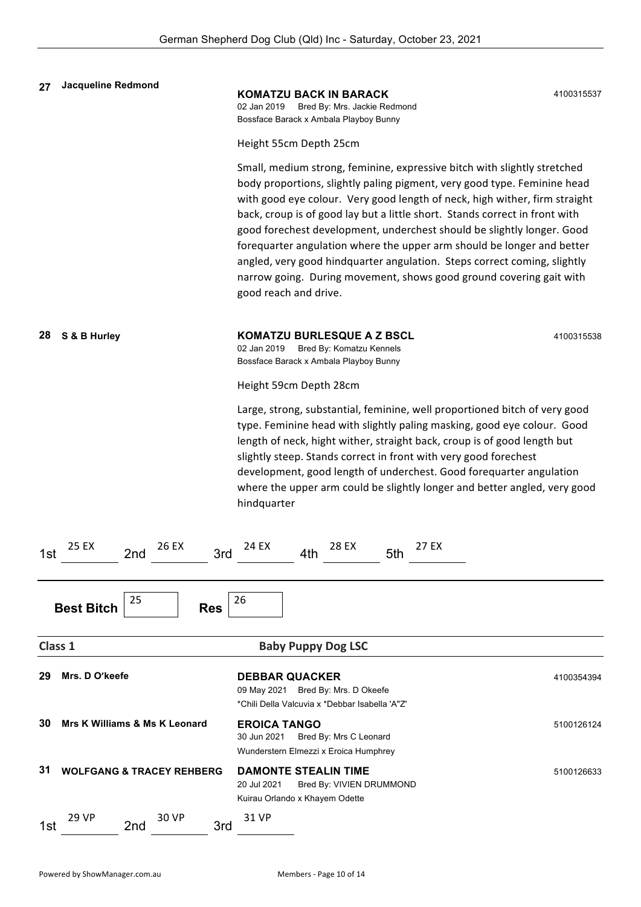**27 Jacqueline Redmond**

**KOMATZU BACK IN BARACK** 4100315537
02 Jan 2019 Bred By: Mrs. Jackie Redmond
Bossface Barack x Ambala Playboy Bunny

Height 55cm Depth 25cm

Small, medium strong, feminine, expressive bitch with slightly stretched body proportions, slightly paling pigment, very good type. Feminine head with good eye colour. Very good length of neck, high wither, firm straight back, croup is of good lay but a little short. Stands correct in front with good forechest development, underchest should be slightly longer. Good forequarter angulation where the upper arm should be longer and better angled, very good hindquarter angulation. Steps correct coming, slightly narrow going. During movement, shows good ground covering gait with good reach and drive.

**28 S & B Hurley**

**KOMATZU BURLESQUE A Z BSCL** 4100315538
02 Jan 2019 Bred By: Komatzu Kennels
Bossface Barack x Ambala Playboy Bunny

Height 59cm Depth 28cm

Large, strong, substantial, feminine, well proportioned bitch of very good type. Feminine head with slightly paling masking, good eye colour. Good length of neck, hight wither, straight back, croup is of good length but slightly steep. Stands correct in front with very good forechest development, good length of underchest. Good forequarter angulation where the upper arm could be slightly longer and better angled, very good hindquarter

1st 25 EX 2nd 26 EX 3rd 24 EX 4th 28 EX 5th 27 EX

**Best Bitch** 25 **Res** 26

## Class 1 — Baby Puppy Dog LSC

**29 Mrs. D O'keefe**

**DEBBAR QUACKER** 4100354394
09 May 2021 Bred By: Mrs. D Okeefe
*Chili Della Valcuvia x *Debbar Isabella 'A"Z'

**30 Mrs K Williams & Ms K Leonard**

**EROICA TANGO** 5100126124
30 Jun 2021 Bred By: Mrs C Leonard
Wunderstern Elmezzi x Eroica Humphrey

**31 WOLFGANG & TRACEY REHBERG**

**DAMONTE STEALIN TIME** 5100126633
20 Jul 2021 Bred By: VIVIEN DRUMMOND
Kuirau Orlando x Khayem Odette

1st 29 VP 2nd 30 VP 3rd 31 VP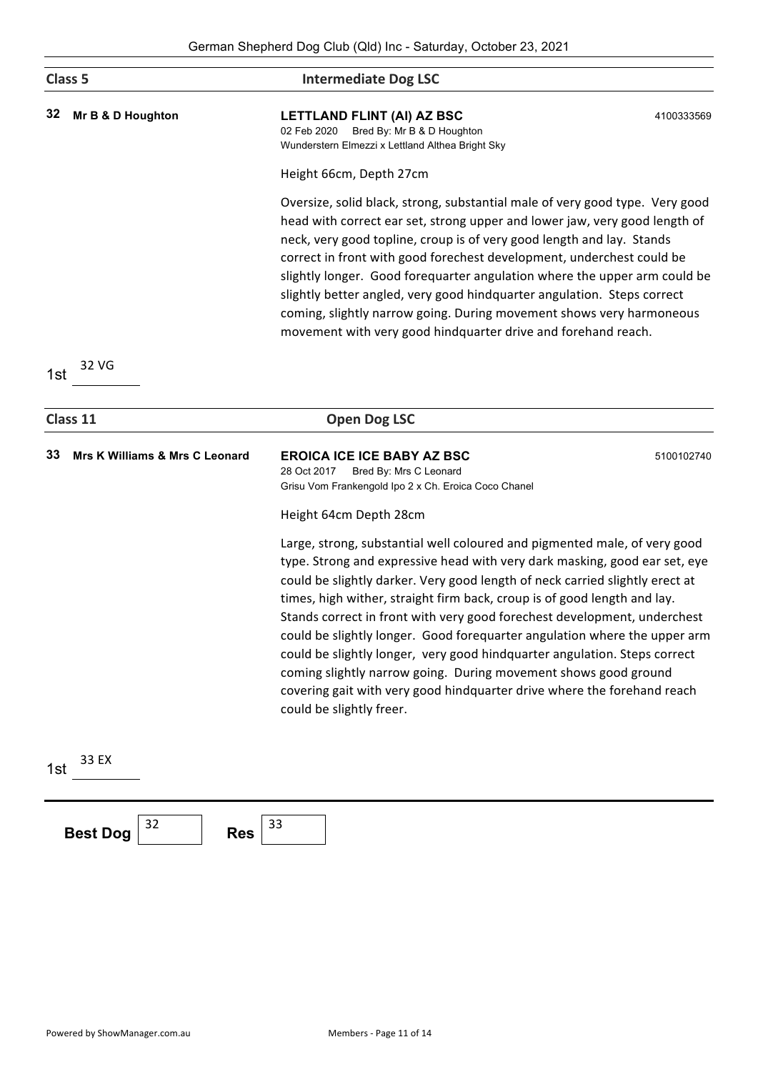## Class 5 — Intermediate Dog LSC

**32** **Mr B & D Houghton**

**LETTLAND FLINT (AI) AZ BSC** — 4100333569
02 Feb 2020 Bred By: Mr B & D Houghton
Wunderstern Elmezzi x Lettland Althea Bright Sky

Height 66cm, Depth 27cm

Oversize, solid black, strong, substantial male of very good type. Very good head with correct ear set, strong upper and lower jaw, very good length of neck, very good topline, croup is of very good length and lay. Stands correct in front with good forechest development, underchest could be slightly longer. Good forequarter angulation where the upper arm could be slightly better angled, very good hindquarter angulation. Steps correct coming, slightly narrow going. During movement shows very harmoneous movement with very good hindquarter drive and forehand reach.

1st 32 VG

## Class 11 — Open Dog LSC

**33** **Mrs K Williams & Mrs C Leonard**

**EROICA ICE ICE BABY AZ BSC** — 5100102740
28 Oct 2017 Bred By: Mrs C Leonard
Grisu Vom Frankengold Ipo 2 x Ch. Eroica Coco Chanel

Height 64cm Depth 28cm

Large, strong, substantial well coloured and pigmented male, of very good type. Strong and expressive head with very dark masking, good ear set, eye could be slightly darker. Very good length of neck carried slightly erect at times, high wither, straight firm back, croup is of good length and lay. Stands correct in front with very good forechest development, underchest could be slightly longer. Good forequarter angulation where the upper arm could be slightly longer, very good hindquarter angulation. Steps correct coming slightly narrow going. During movement shows good ground covering gait with very good hindquarter drive where the forehand reach could be slightly freer.

1st 33 EX

**Best Dog** 32 **Res** 33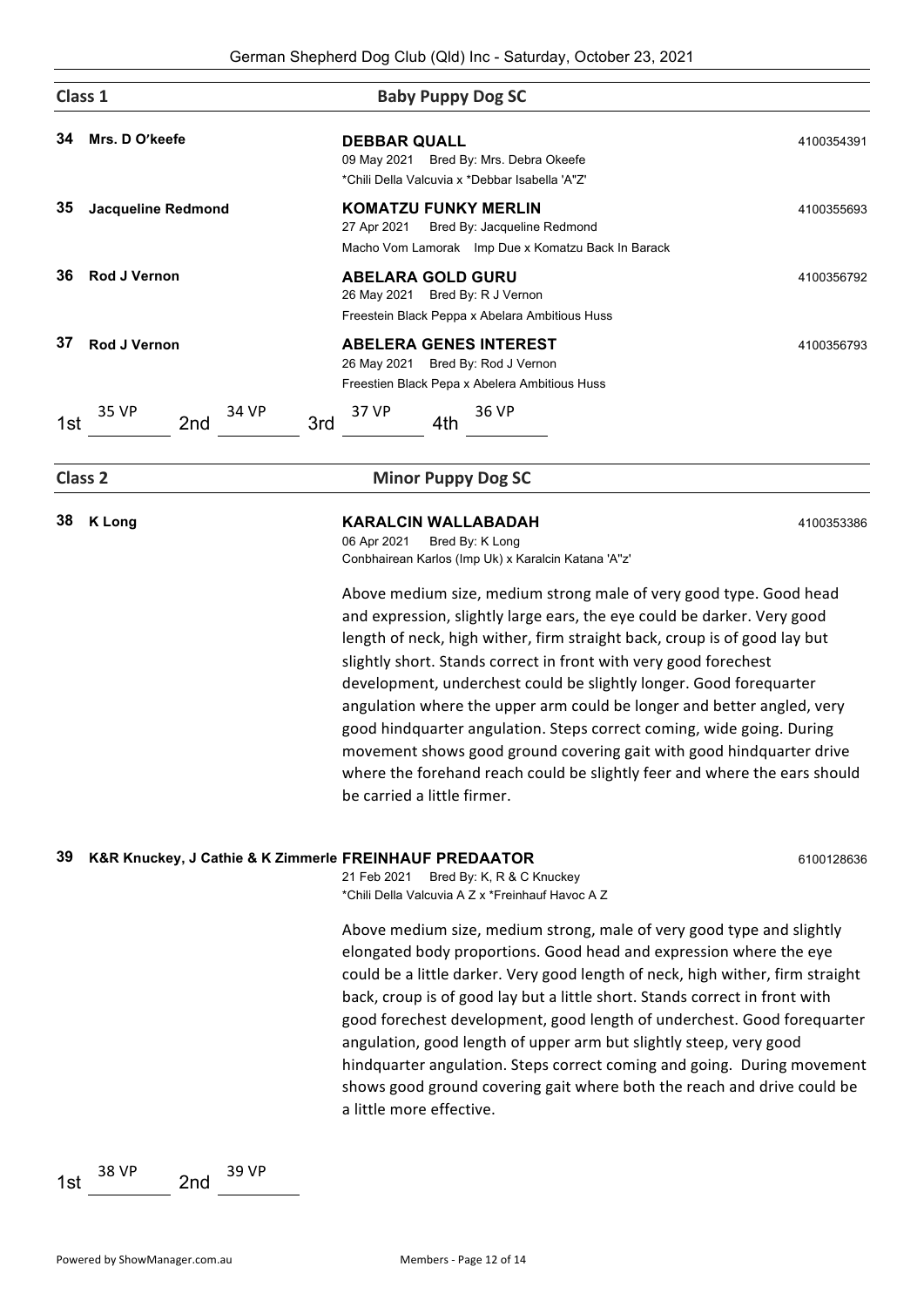## Class 1 — Baby Puppy Dog SC

**34 Mrs. D O'keefe**

**DEBBAR QUALL** — 4100354391
09 May 2021 Bred By: Mrs. Debra Okeefe
*Chili Della Valcuvia x *Debbar Isabella 'A"Z'

**35 Jacqueline Redmond**

**KOMATZU FUNKY MERLIN** — 4100355693
27 Apr 2021 Bred By: Jacqueline Redmond
Macho Vom Lamorak Imp Due x Komatzu Back In Barack

**36 Rod J Vernon**

**ABELARA GOLD GURU** — 4100356792
26 May 2021 Bred By: R J Vernon
Freestein Black Peppa x Abelara Ambitious Huss

**37 Rod J Vernon**

**ABELERA GENES INTEREST** — 4100356793
26 May 2021 Bred By: Rod J Vernon
Freestien Black Pepa x Abelera Ambitious Huss

1st 35 VP 2nd 34 VP 3rd 37 VP 4th 36 VP

## Class 2 — Minor Puppy Dog SC

**38 K Long**

**KARALCIN WALLABADAH** — 4100353386
06 Apr 2021 Bred By: K Long
Conbhairean Karlos (Imp Uk) x Karalcin Katana 'A"z'

Above medium size, medium strong male of very good type. Good head and expression, slightly large ears, the eye could be darker. Very good length of neck, high wither, firm straight back, croup is of good lay but slightly short. Stands correct in front with very good forechest development, underchest could be slightly longer. Good forequarter angulation where the upper arm could be longer and better angled, very good hindquarter angulation. Steps correct coming, wide going. During movement shows good ground covering gait with good hindquarter drive where the forehand reach could be slightly feer and where the ears should be carried a little firmer.

**39 K&R Knuckey, J Cathie & K Zimmerle**

**FREINHAUF PREDAATOR** — 6100128636
21 Feb 2021 Bred By: K, R & C Knuckey
*Chili Della Valcuvia A Z x *Freinhauf Havoc A Z

Above medium size, medium strong, male of very good type and slightly elongated body proportions. Good head and expression where the eye could be a little darker. Very good length of neck, high wither, firm straight back, croup is of good lay but a little short. Stands correct in front with good forechest development, good length of underchest. Good forequarter angulation, good length of upper arm but slightly steep, very good hindquarter angulation. Steps correct coming and going. During movement shows good ground covering gait where both the reach and drive could be a little more effective.

1st 38 VP 2nd 39 VP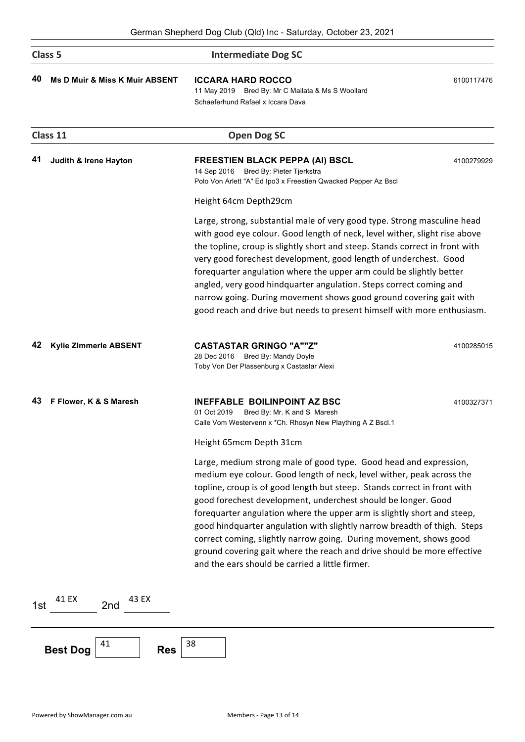## Class 5 — Intermediate Dog SC

**40** **Ms D Muir & Miss K Muir ABSENT**

**ICCARA HARD ROCCO** 6100117476
11 May 2019 Bred By: Mr C Mailata & Ms S Woollard
Schaeferhund Rafael x Iccara Dava

## Class 11 — Open Dog SC

**41** **Judith & Irene Hayton**

**FREESTIEN BLACK PEPPA (AI) BSCL** 4100279929
14 Sep 2016 Bred By: Pieter Tjerkstra
Polo Von Arlett "A" Ed Ipo3 x Freestien Qwacked Pepper Az Bscl

Height 64cm Depth29cm

Large, strong, substantial male of very good type. Strong masculine head with good eye colour. Good length of neck, level wither, slight rise above the topline, croup is slightly short and steep. Stands correct in front with very good forechest development, good length of underchest. Good forequarter angulation where the upper arm could be slightly better angled, very good hindquarter angulation. Steps correct coming and narrow going. During movement shows good ground covering gait with good reach and drive but needs to present himself with more enthusiasm.

**42** **Kylie ZImmerle ABSENT**

**CASTASTAR GRINGO "A""Z"** 4100285015
28 Dec 2016 Bred By: Mandy Doyle
Toby Von Der Plassenburg x Castastar Alexi

**43** **F Flower, K & S Maresh**

**INEFFABLE BOILINPOINT AZ BSC** 4100327371
01 Oct 2019 Bred By: Mr. K and S Maresh
Calle Vom Westervenn x *Ch. Rhosyn New Plaything A Z Bscl.1

Height 65mcm Depth 31cm

Large, medium strong male of good type. Good head and expression, medium eye colour. Good length of neck, level wither, peak across the topline, croup is of good length but steep. Stands correct in front with good forechest development, underchest should be longer. Good forequarter angulation where the upper arm is slightly short and steep, good hindquarter angulation with slightly narrow breadth of thigh. Steps correct coming, slightly narrow going. During movement, shows good ground covering gait where the reach and drive should be more effective and the ears should be carried a little firmer.

1st 41 EX 2nd 43 EX

**Best Dog** 41 **Res** 38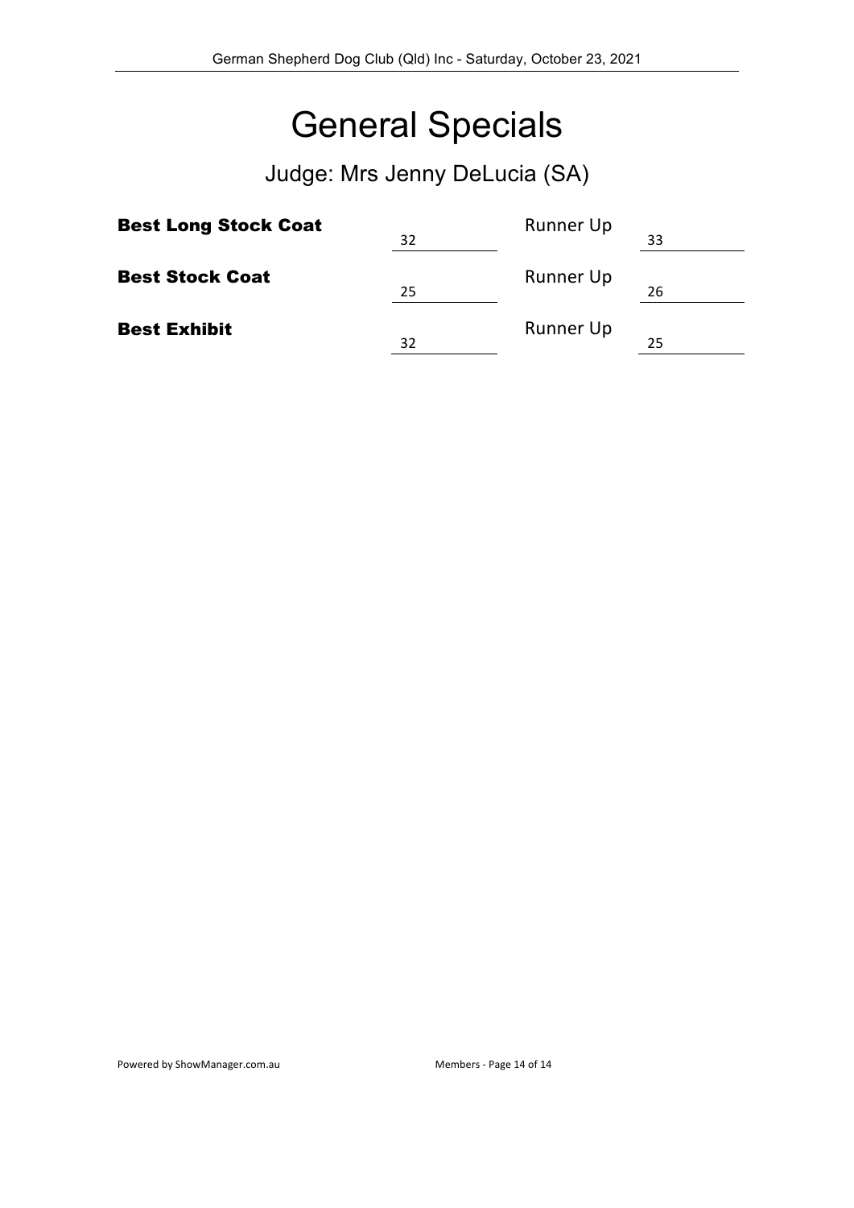# General Specials

## Judge: Mrs Jenny DeLucia (SA)

| | | | |
|---|---|---|---|
| **Best Long Stock Coat** | 32 | Runner Up | 33 |
| **Best Stock Coat** | 25 | Runner Up | 26 |
| **Best Exhibit** | 32 | Runner Up | 25 |